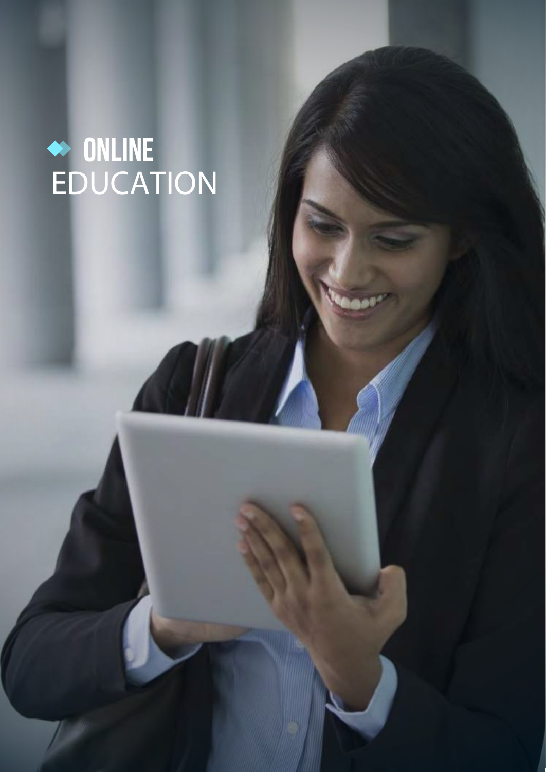# ONLINE EDUCATION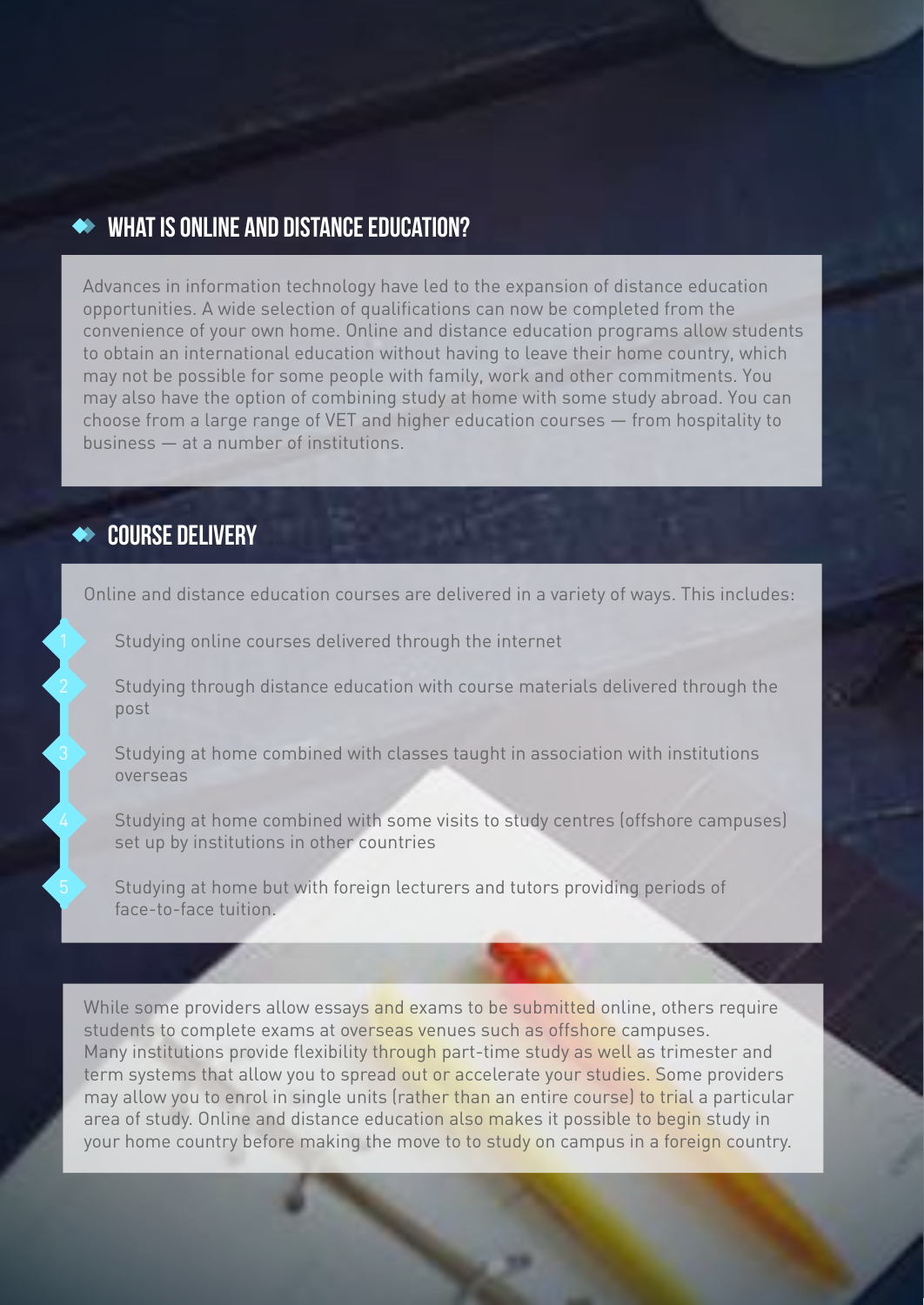## WHAT IS ONLINE AND DISTANCE EDUCATION?

Advances in information technology have led to the expansion of distance education opportunities. A wide selection of qualifications can now be completed from the convenience of your own home. Online and distance education programs allow students to obtain an international education without having to leave their home country, which may not be possible for some people with family, work and other commitments. You may also have the option of combining study at home with some study abroad. You can choose from a large range of VET and higher education courses — from hospitality to business — at a number of institutions.

## COURSE DELIVERY

Online and distance education courses are delivered in a variety of ways. This includes:

1. Studying online courses delivered through the internet
2. Studying through distance education with course materials delivered through the post
3. Studying at home combined with classes taught in association with institutions overseas
4. Studying at home combined with some visits to study centres (offshore campuses) set up by institutions in other countries
5. Studying at home but with foreign lecturers and tutors providing periods of face-to-face tuition.

While some providers allow essays and exams to be submitted online, others require students to complete exams at overseas venues such as offshore campuses.
Many institutions provide flexibility through part-time study as well as trimester and term systems that allow you to spread out or accelerate your studies. Some providers may allow you to enrol in single units (rather than an entire course) to trial a particular area of study. Online and distance education also makes it possible to begin study in your home country before making the move to to study on campus in a foreign country.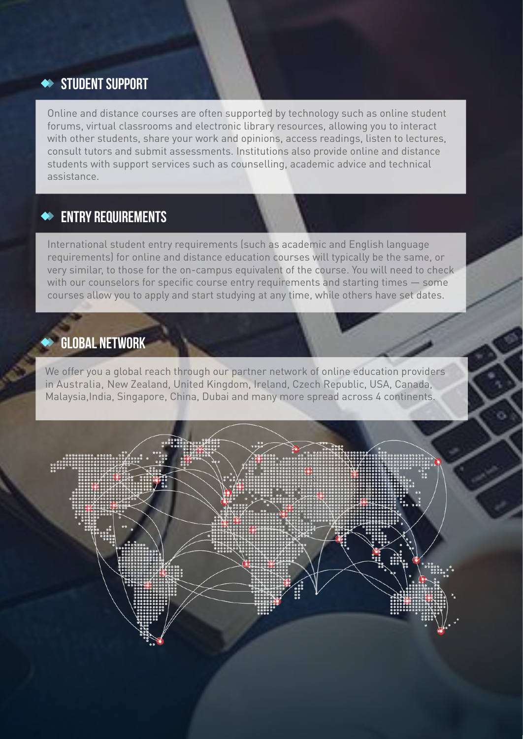## STUDENT SUPPORT

Online and distance courses are often supported by technology such as online student forums, virtual classrooms and electronic library resources, allowing you to interact with other students, share your work and opinions, access readings, listen to lectures, consult tutors and submit assessments. Institutions also provide online and distance students with support services such as counselling, academic advice and technical assistance.

## ENTRY REQUIREMENTS

International student entry requirements (such as academic and English language requirements) for online and distance education courses will typically be the same, or very similar, to those for the on-campus equivalent of the course. You will need to check with our counselors for specific course entry requirements and starting times — some courses allow you to apply and start studying at any time, while others have set dates.

## GLOBAL NETWORK

We offer you a global reach through our partner network of online education providers in Australia, New Zealand, United Kingdom, Ireland, Czech Republic, USA, Canada, Malaysia,India, Singapore, China, Dubai and many more spread across 4 continents.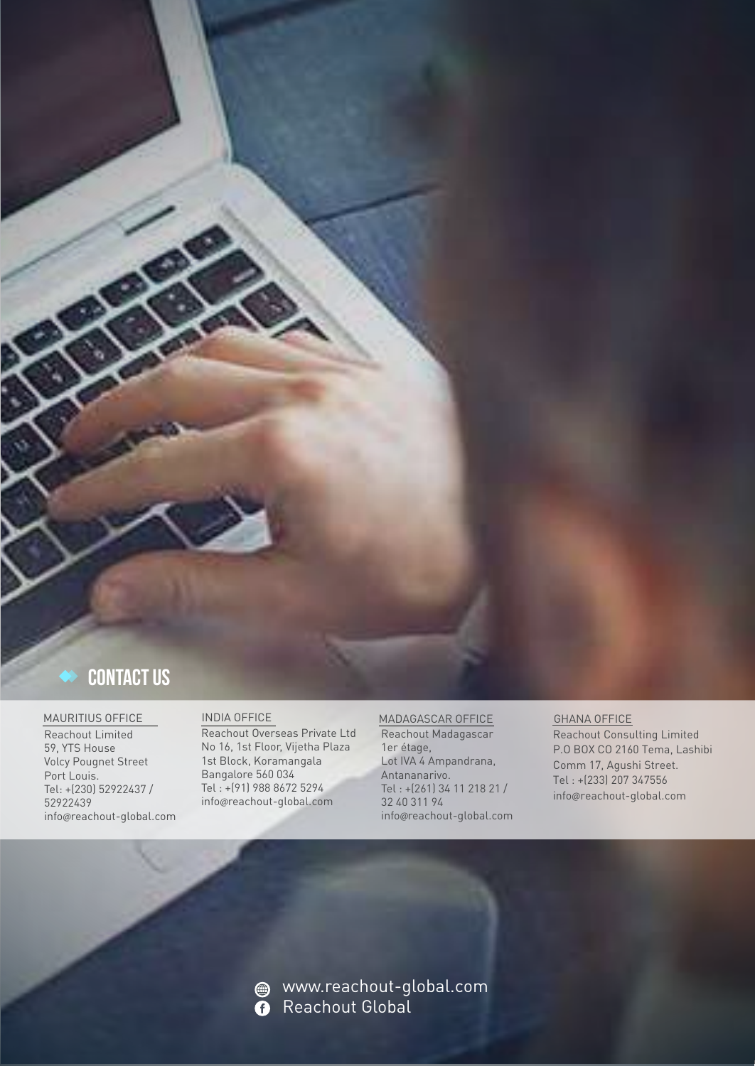## CONTACT US

MAURITIUS OFFICE
Reachout Limited
59, YTS House
Volcy Pougnet Street
Port Louis.
Tel: +(230) 52922437 / 52922439
info@reachout-global.com

INDIA OFFICE
Reachout Overseas Private Ltd
No 16, 1st Floor, Vijetha Plaza
1st Block, Koramangala
Bangalore 560 034
Tel : +(91) 988 8672 5294
info@reachout-global.com

MADAGASCAR OFFICE
Reachout Madagascar
1er étage,
Lot IVA 4 Ampandrana,
Antananarivo.
Tel : +(261) 34 11 218 21 / 32 40 311 94
info@reachout-global.com

GHANA OFFICE
Reachout Consulting Limited
P.O BOX CO 2160 Tema, Lashibi
Comm 17, Agushi Street.
Tel : +(233) 207 347556
info@reachout-global.com

www.reachout-global.com
Reachout Global